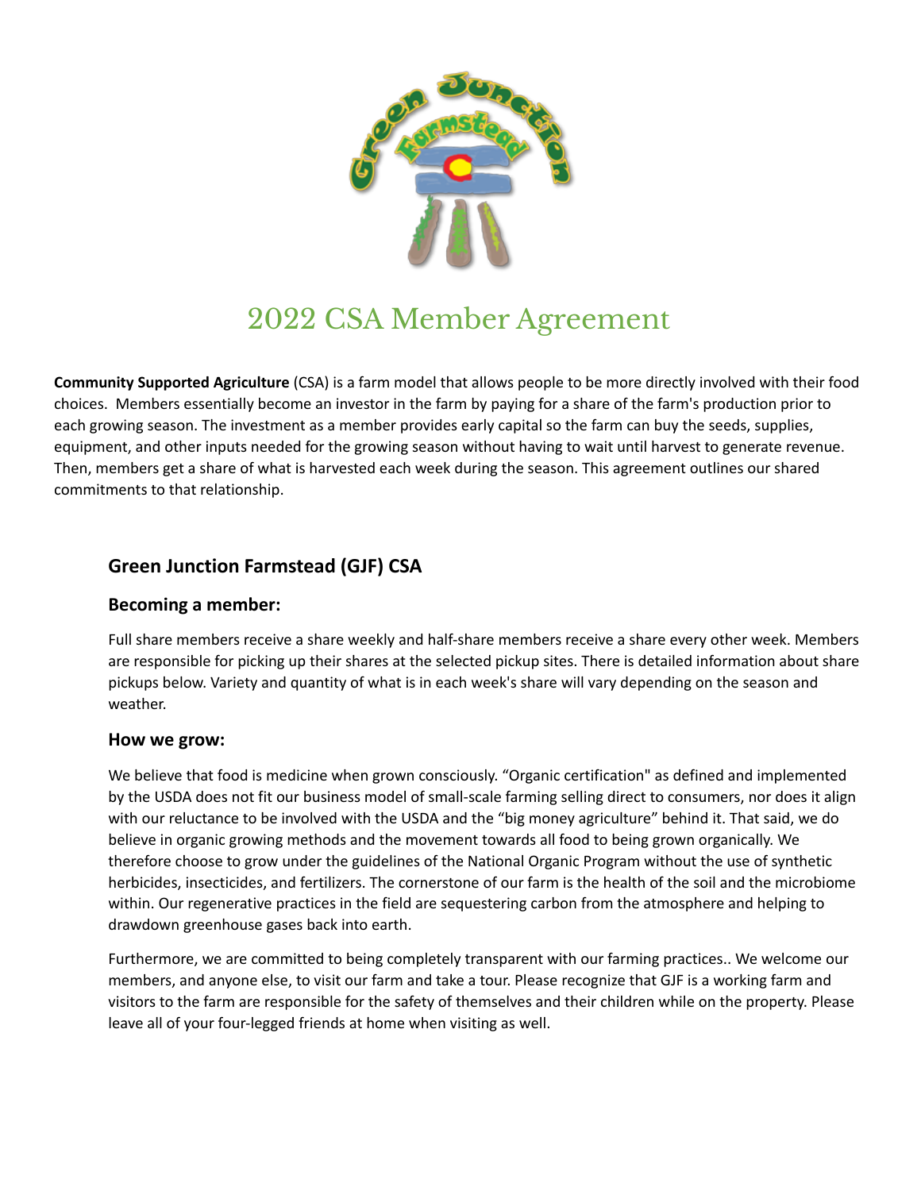# 2022 CSA Member Agreement

**Community Supported Agriculture** (CSA) is a farm model that allows people to be more directly involved with their food choices.  Members essentially become an investor in the farm by paying for a share of the farm's production prior to each growing season. The investment as a member provides early capital so the farm can buy the seeds, supplies, equipment, and other inputs needed for the growing season without having to wait until harvest to generate revenue. Then, members get a share of what is harvested each week during the season. This agreement outlines our shared commitments to that relationship.

## Green Junction Farmstead (GJF) CSA

### Becoming a member:

Full share members receive a share weekly and half-share members receive a share every other week. Members are responsible for picking up their shares at the selected pickup sites. There is detailed information about share pickups below. Variety and quantity of what is in each week's share will vary depending on the season and weather.

### How we grow:

We believe that food is medicine when grown consciously. "Organic certification" as defined and implemented by the USDA does not fit our business model of small-scale farming selling direct to consumers, nor does it align with our reluctance to be involved with the USDA and the "big money agriculture" behind it. That said, we do believe in organic growing methods and the movement towards all food to being grown organically. We therefore choose to grow under the guidelines of the National Organic Program without the use of synthetic herbicides, insecticides, and fertilizers. The cornerstone of our farm is the health of the soil and the microbiome within. Our regenerative practices in the field are sequestering carbon from the atmosphere and helping to drawdown greenhouse gases back into earth.

Furthermore, we are committed to being completely transparent with our farming practices.. We welcome our members, and anyone else, to visit our farm and take a tour. Please recognize that GJF is a working farm and visitors to the farm are responsible for the safety of themselves and their children while on the property. Please leave all of your four-legged friends at home when visiting as well.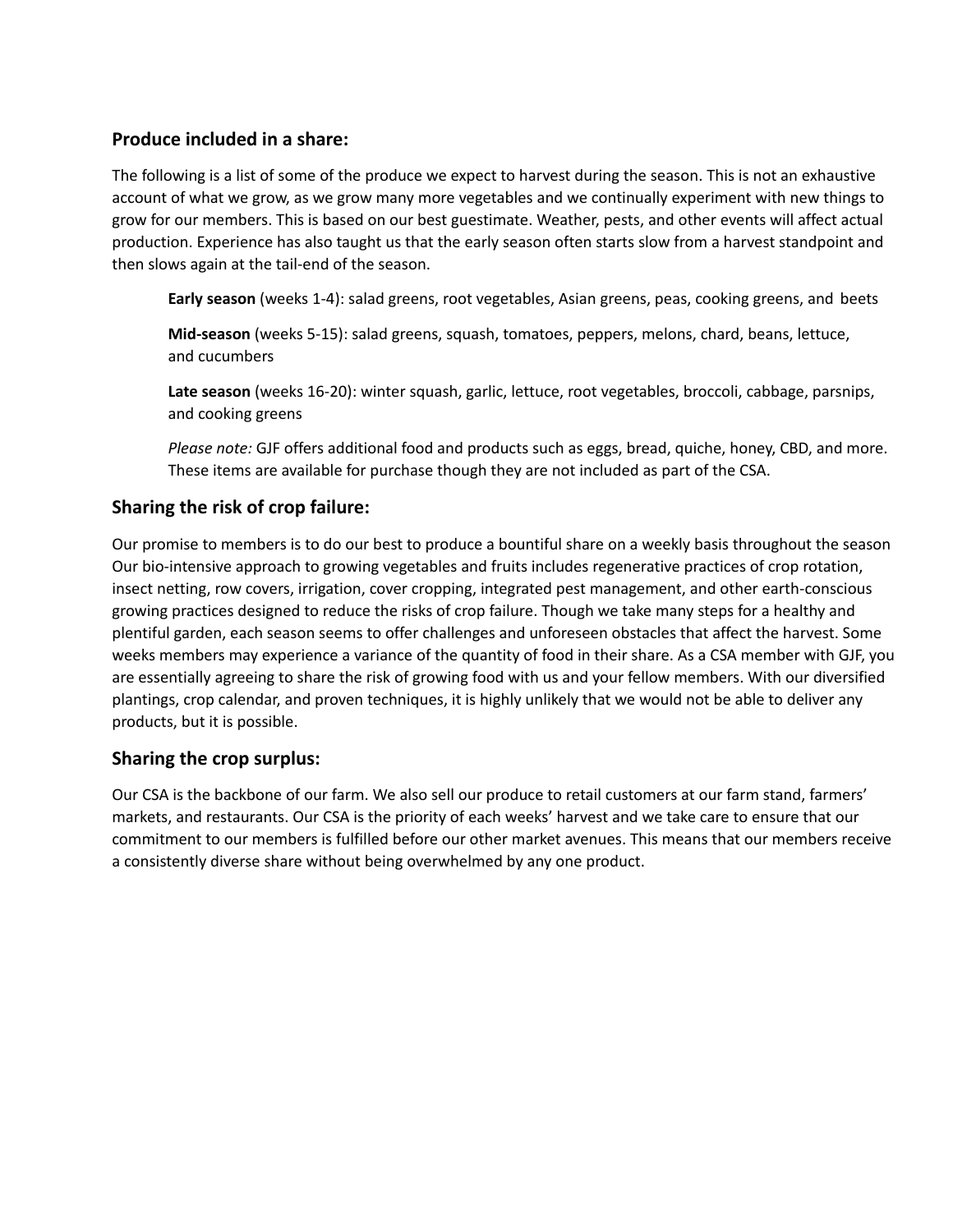## Produce included in a share:

The following is a list of some of the produce we expect to harvest during the season. This is not an exhaustive account of what we grow, as we grow many more vegetables and we continually experiment with new things to grow for our members. This is based on our best guestimate. Weather, pests, and other events will affect actual production. Experience has also taught us that the early season often starts slow from a harvest standpoint and then slows again at the tail-end of the season.

> **Early season** (weeks 1-4): salad greens, root vegetables, Asian greens, peas, cooking greens, and beets
>
> **Mid-season** (weeks 5-15): salad greens, squash, tomatoes, peppers, melons, chard, beans, lettuce, and cucumbers
>
> **Late season** (weeks 16-20): winter squash, garlic, lettuce, root vegetables, broccoli, cabbage, parsnips, and cooking greens
>
> *Please note:* GJF offers additional food and products such as eggs, bread, quiche, honey, CBD, and more. These items are available for purchase though they are not included as part of the CSA.

## Sharing the risk of crop failure:

Our promise to members is to do our best to produce a bountiful share on a weekly basis throughout the season Our bio-intensive approach to growing vegetables and fruits includes regenerative practices of crop rotation, insect netting, row covers, irrigation, cover cropping, integrated pest management, and other earth-conscious growing practices designed to reduce the risks of crop failure. Though we take many steps for a healthy and plentiful garden, each season seems to offer challenges and unforeseen obstacles that affect the harvest. Some weeks members may experience a variance of the quantity of food in their share. As a CSA member with GJF, you are essentially agreeing to share the risk of growing food with us and your fellow members. With our diversified plantings, crop calendar, and proven techniques, it is highly unlikely that we would not be able to deliver any products, but it is possible.

## Sharing the crop surplus:

Our CSA is the backbone of our farm. We also sell our produce to retail customers at our farm stand, farmers' markets, and restaurants. Our CSA is the priority of each weeks' harvest and we take care to ensure that our commitment to our members is fulfilled before our other market avenues. This means that our members receive a consistently diverse share without being overwhelmed by any one product.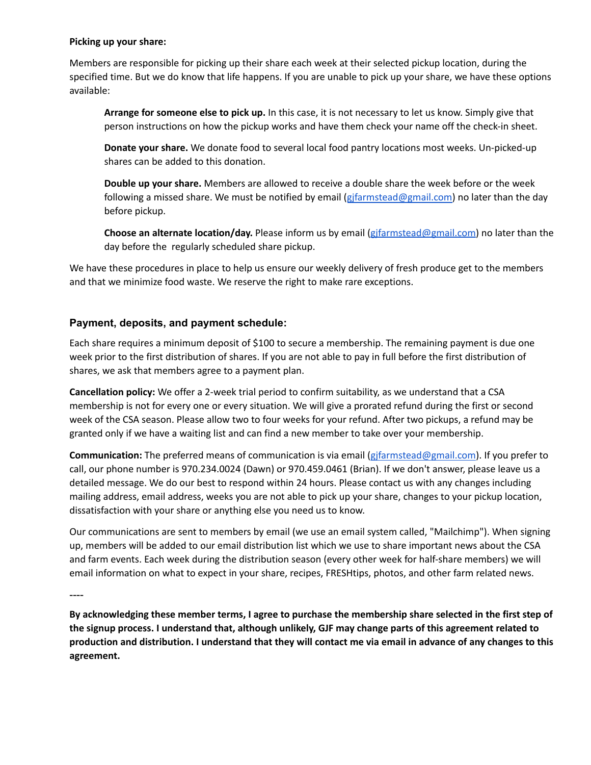**Picking up your share:**

Members are responsible for picking up their share each week at their selected pickup location, during the specified time. But we do know that life happens. If you are unable to pick up your share, we have these options available:

> **Arrange for someone else to pick up.** In this case, it is not necessary to let us know. Simply give that person instructions on how the pickup works and have them check your name off the check-in sheet.
>
> **Donate your share.** We donate food to several local food pantry locations most weeks. Un-picked-up shares can be added to this donation.
>
> **Double up your share.** Members are allowed to receive a double share the week before or the week following a missed share. We must be notified by email (gjfarmstead@gmail.com) no later than the day before pickup.
>
> **Choose an alternate location/day.** Please inform us by email (gjfarmstead@gmail.com) no later than the day before the regularly scheduled share pickup.

We have these procedures in place to help us ensure our weekly delivery of fresh produce get to the members and that we minimize food waste. We reserve the right to make rare exceptions.

## Payment, deposits, and payment schedule:

Each share requires a minimum deposit of $100 to secure a membership. The remaining payment is due one week prior to the first distribution of shares. If you are not able to pay in full before the first distribution of shares, we ask that members agree to a payment plan.

**Cancellation policy:** We offer a 2-week trial period to confirm suitability, as we understand that a CSA membership is not for every one or every situation. We will give a prorated refund during the first or second week of the CSA season. Please allow two to four weeks for your refund. After two pickups, a refund may be granted only if we have a waiting list and can find a new member to take over your membership.

**Communication:** The preferred means of communication is via email (gjfarmstead@gmail.com). If you prefer to call, our phone number is 970.234.0024 (Dawn) or 970.459.0461 (Brian). If we don't answer, please leave us a detailed message. We do our best to respond within 24 hours. Please contact us with any changes including mailing address, email address, weeks you are not able to pick up your share, changes to your pickup location, dissatisfaction with your share or anything else you need us to know.

Our communications are sent to members by email (we use an email system called, "Mailchimp"). When signing up, members will be added to our email distribution list which we use to share important news about the CSA and farm events. Each week during the distribution season (every other week for half-share members) we will email information on what to expect in your share, recipes, FRESHtips, photos, and other farm related news.

----

**By acknowledging these member terms, I agree to purchase the membership share selected in the first step of the signup process. I understand that, although unlikely, GJF may change parts of this agreement related to production and distribution. I understand that they will contact me via email in advance of any changes to this agreement.**